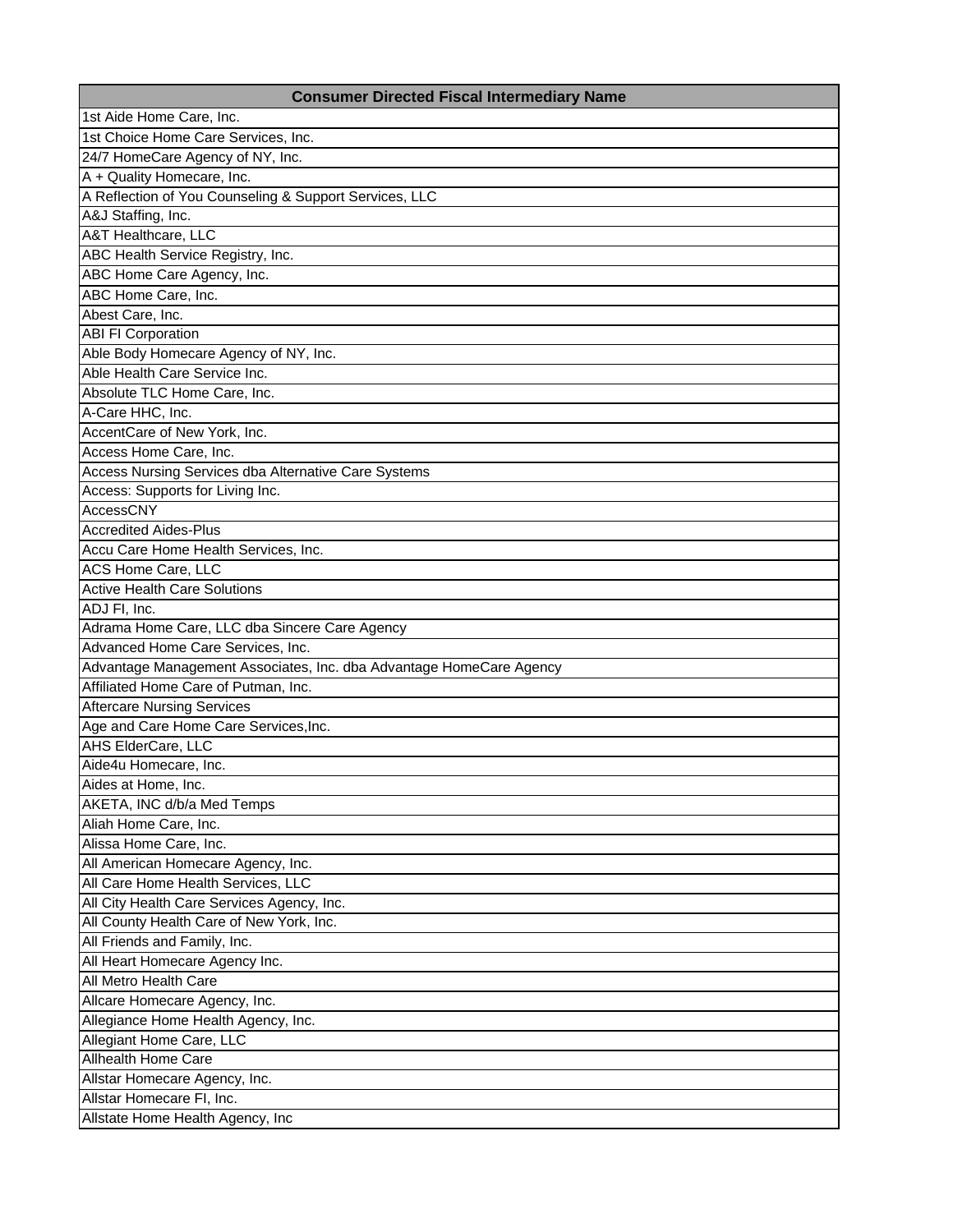| Consumer Directed Fiscal Intermediary Name |
|---|
| 1st Aide Home Care, Inc. |
| 1st Choice Home Care Services, Inc. |
| 24/7 HomeCare Agency of NY, Inc. |
| A + Quality Homecare, Inc. |
| A Reflection of You Counseling & Support Services, LLC |
| A&J Staffing, Inc. |
| A&T Healthcare, LLC |
| ABC Health Service Registry, Inc. |
| ABC Home Care Agency, Inc. |
| ABC Home Care, Inc. |
| Abest Care, Inc. |
| ABI FI Corporation |
| Able Body Homecare Agency of NY, Inc. |
| Able Health Care Service Inc. |
| Absolute TLC Home Care, Inc. |
| A-Care HHC, Inc. |
| AccentCare of New York, Inc. |
| Access Home Care, Inc. |
| Access Nursing Services dba Alternative Care Systems |
| Access: Supports for Living Inc. |
| AccessCNY |
| Accredited Aides-Plus |
| Accu Care Home Health Services, Inc. |
| ACS Home Care, LLC |
| Active Health Care Solutions |
| ADJ FI, Inc. |
| Adrama Home Care, LLC dba Sincere Care Agency |
| Advanced Home Care Services, Inc. |
| Advantage Management Associates, Inc. dba Advantage HomeCare Agency |
| Affiliated Home Care of Putman, Inc. |
| Aftercare Nursing Services |
| Age and Care Home Care Services,Inc. |
| AHS ElderCare, LLC |
| Aide4u Homecare, Inc. |
| Aides at Home, Inc. |
| AKETA, INC d/b/a Med Temps |
| Aliah Home Care, Inc. |
| Alissa Home Care, Inc. |
| All American Homecare Agency, Inc. |
| All Care Home Health Services, LLC |
| All City Health Care Services Agency, Inc. |
| All County Health Care of New York, Inc. |
| All Friends and Family, Inc. |
| All Heart Homecare Agency Inc. |
| All Metro Health Care |
| Allcare Homecare Agency, Inc. |
| Allegiance Home Health Agency, Inc. |
| Allegiant Home Care, LLC |
| Allhealth Home Care |
| Allstar Homecare Agency, Inc. |
| Allstar Homecare FI, Inc. |
| Allstate Home Health Agency, Inc |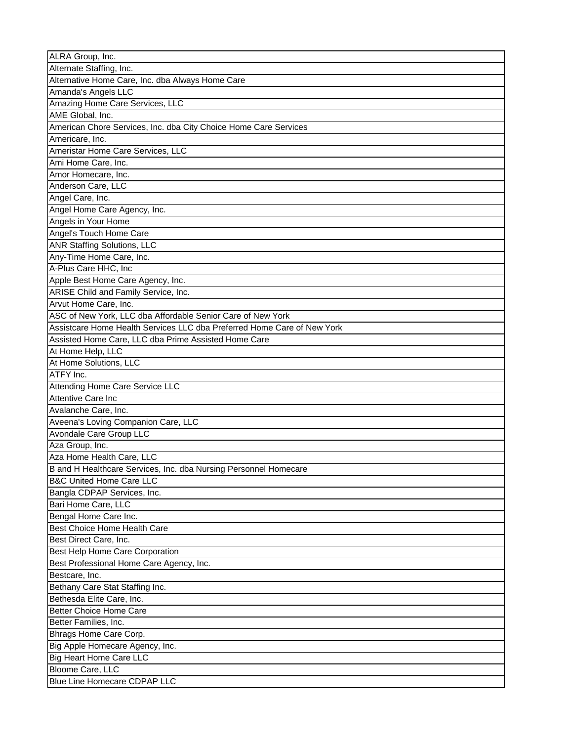| |
|---|
| ALRA Group, Inc. |
| Alternate Staffing, Inc. |
| Alternative Home Care, Inc. dba Always Home Care |
| Amanda's Angels LLC |
| Amazing Home Care Services, LLC |
| AME Global, Inc. |
| American Chore Services, Inc. dba City Choice Home Care Services |
| Americare, Inc. |
| Ameristar Home Care Services, LLC |
| Ami Home Care, Inc. |
| Amor Homecare, Inc. |
| Anderson Care, LLC |
| Angel Care, Inc. |
| Angel Home Care Agency, Inc. |
| Angels in Your Home |
| Angel's Touch Home Care |
| ANR Staffing Solutions, LLC |
| Any-Time Home Care, Inc. |
| A-Plus Care HHC, Inc |
| Apple Best Home Care Agency, Inc. |
| ARISE Child and Family Service, Inc. |
| Arvut Home Care, Inc. |
| ASC of New York, LLC dba Affordable Senior Care of New York |
| Assistcare Home Health Services LLC dba Preferred Home Care of New York |
| Assisted Home Care, LLC dba Prime Assisted Home Care |
| At Home Help, LLC |
| At Home Solutions, LLC |
| ATFY Inc. |
| Attending Home Care Service LLC |
| Attentive Care Inc |
| Avalanche Care, Inc. |
| Aveena's Loving Companion Care, LLC |
| Avondale Care Group LLC |
| Aza Group, Inc. |
| Aza Home Health Care, LLC |
| B and H Healthcare Services, Inc. dba Nursing Personnel Homecare |
| B&C United Home Care LLC |
| Bangla CDPAP Services, Inc. |
| Bari Home Care, LLC |
| Bengal Home Care Inc. |
| Best Choice Home Health Care |
| Best Direct Care, Inc. |
| Best Help Home Care Corporation |
| Best Professional Home Care Agency, Inc. |
| Bestcare, Inc. |
| Bethany Care Stat Staffing Inc. |
| Bethesda Elite Care, Inc. |
| Better Choice Home Care |
| Better Families, Inc. |
| Bhrags Home Care Corp. |
| Big Apple Homecare Agency, Inc. |
| Big Heart Home Care LLC |
| Bloome Care, LLC |
| Blue Line Homecare CDPAP LLC |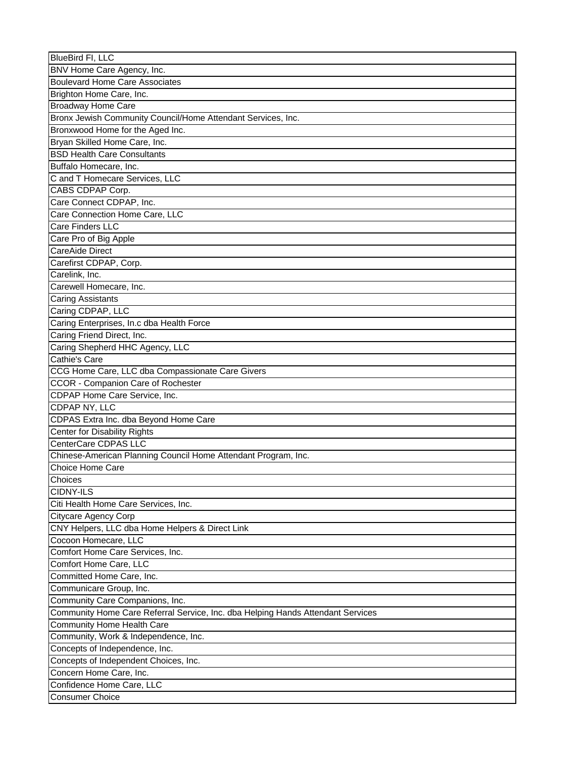| BlueBird FI, LLC |
|---|
| BNV Home Care Agency, Inc. |
| Boulevard Home Care Associates |
| Brighton Home Care, Inc. |
| Broadway Home Care |
| Bronx Jewish Community Council/Home Attendant Services, Inc. |
| Bronxwood Home for the Aged Inc. |
| Bryan Skilled Home Care, Inc. |
| BSD Health Care Consultants |
| Buffalo Homecare, Inc. |
| C and T Homecare Services, LLC |
| CABS CDPAP Corp. |
| Care Connect CDPAP, Inc. |
| Care Connection Home Care, LLC |
| Care Finders LLC |
| Care Pro of Big Apple |
| CareAide Direct |
| Carefirst CDPAP, Corp. |
| Carelink, Inc. |
| Carewell Homecare, Inc. |
| Caring Assistants |
| Caring CDPAP, LLC |
| Caring Enterprises, In.c dba Health Force |
| Caring Friend Direct, Inc. |
| Caring Shepherd HHC Agency, LLC |
| Cathie's Care |
| CCG Home Care, LLC dba Compassionate Care Givers |
| CCOR - Companion Care of Rochester |
| CDPAP Home Care Service, Inc. |
| CDPAP NY, LLC |
| CDPAS Extra Inc. dba Beyond Home Care |
| Center for Disability Rights |
| CenterCare CDPAS LLC |
| Chinese-American Planning Council Home Attendant Program, Inc. |
| Choice Home Care |
| Choices |
| CIDNY-ILS |
| Citi Health Home Care Services, Inc. |
| Citycare Agency Corp |
| CNY Helpers, LLC dba Home Helpers & Direct Link |
| Cocoon Homecare, LLC |
| Comfort Home Care Services, Inc. |
| Comfort Home Care, LLC |
| Committed Home Care, Inc. |
| Communicare Group, Inc. |
| Community Care Companions, Inc. |
| Community Home Care Referral Service, Inc. dba Helping Hands Attendant Services |
| Community Home Health Care |
| Community, Work & Independence, Inc. |
| Concepts of Independence, Inc. |
| Concepts of Independent Choices, Inc. |
| Concern Home Care, Inc. |
| Confidence Home Care, LLC |
| Consumer Choice |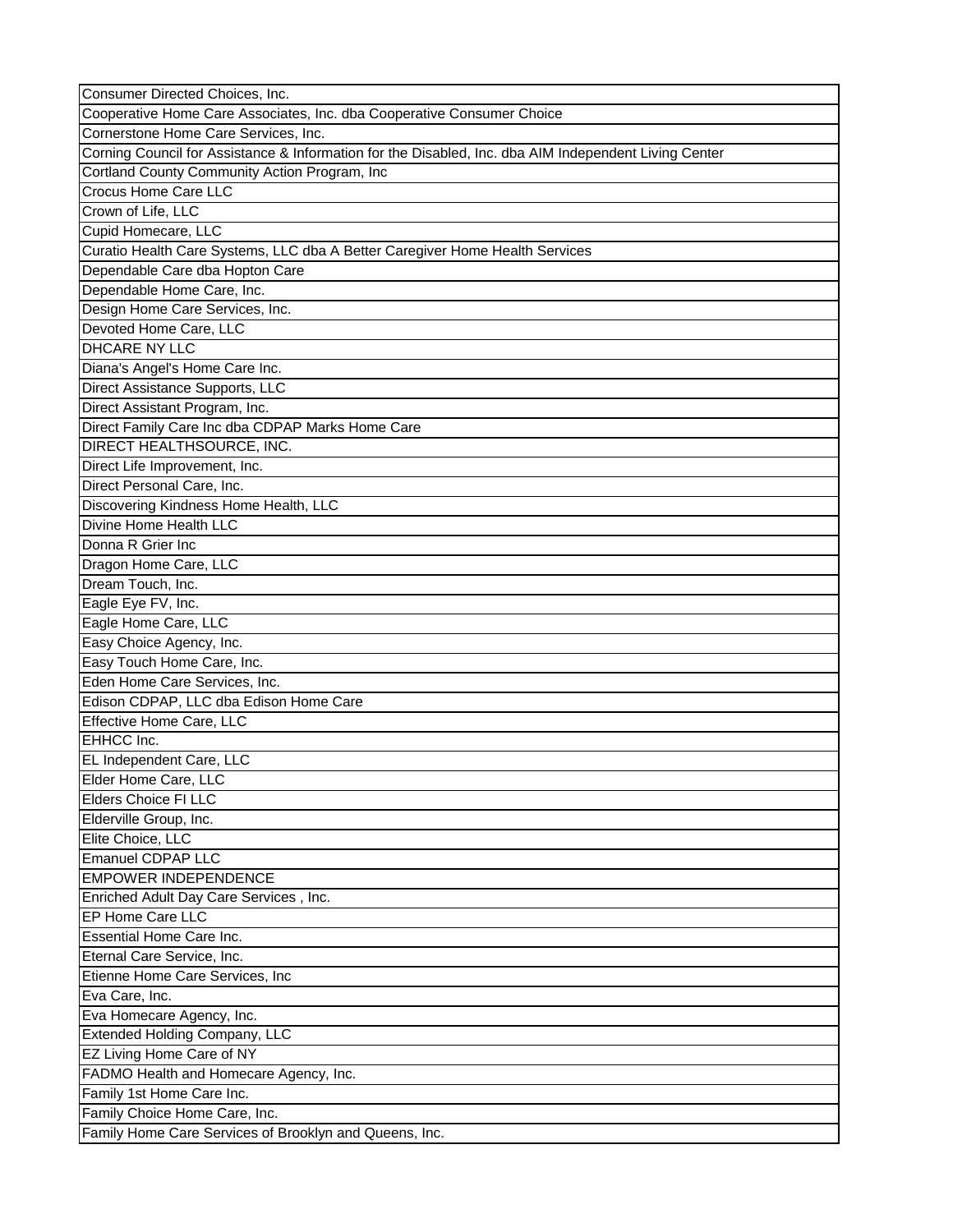| Consumer Directed Choices, Inc. |
|---|
| Cooperative Home Care Associates, Inc. dba Cooperative Consumer Choice |
| Cornerstone Home Care Services, Inc. |
| Corning Council for Assistance & Information for the Disabled, Inc. dba AIM Independent Living Center |
| Cortland County Community Action Program, Inc |
| Crocus Home Care LLC |
| Crown of Life, LLC |
| Cupid Homecare, LLC |
| Curatio Health Care Systems, LLC dba A Better Caregiver Home Health Services |
| Dependable Care dba Hopton Care |
| Dependable Home Care, Inc. |
| Design Home Care Services, Inc. |
| Devoted Home Care, LLC |
| DHCARE NY LLC |
| Diana's Angel's Home Care Inc. |
| Direct Assistance Supports, LLC |
| Direct Assistant Program, Inc. |
| Direct Family Care Inc dba CDPAP Marks Home Care |
| DIRECT HEALTHSOURCE, INC. |
| Direct Life Improvement, Inc. |
| Direct Personal Care, Inc. |
| Discovering Kindness Home Health, LLC |
| Divine Home Health LLC |
| Donna R Grier Inc |
| Dragon Home Care, LLC |
| Dream Touch, Inc. |
| Eagle Eye FV, Inc. |
| Eagle Home Care, LLC |
| Easy Choice Agency, Inc. |
| Easy Touch Home Care, Inc. |
| Eden Home Care Services, Inc. |
| Edison CDPAP, LLC dba Edison Home Care |
| Effective Home Care, LLC |
| EHHCC Inc. |
| EL Independent Care, LLC |
| Elder Home Care, LLC |
| Elders Choice FI LLC |
| Elderville Group, Inc. |
| Elite Choice, LLC |
| Emanuel CDPAP LLC |
| EMPOWER INDEPENDENCE |
| Enriched Adult Day Care Services , Inc. |
| EP Home Care LLC |
| Essential Home Care Inc. |
| Eternal Care Service, Inc. |
| Etienne Home Care Services, Inc |
| Eva Care, Inc. |
| Eva Homecare Agency, Inc. |
| Extended Holding Company, LLC |
| EZ Living Home Care of NY |
| FADMO Health and Homecare Agency, Inc. |
| Family 1st Home Care Inc. |
| Family Choice Home Care, Inc. |
| Family Home Care Services of Brooklyn and Queens, Inc. |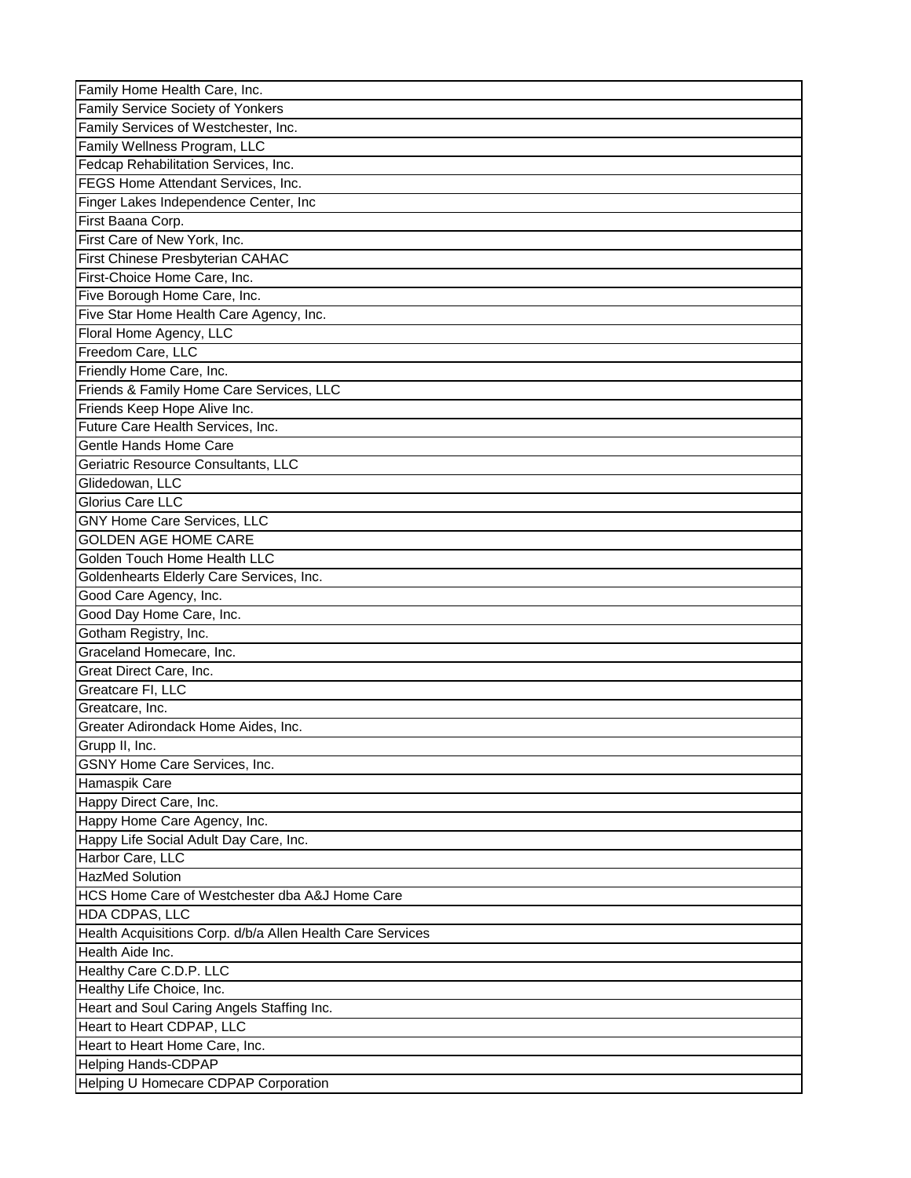| Family Home Health Care, Inc. |
| --- |
| Family Service Society of Yonkers |
| Family Services of Westchester, Inc. |
| Family Wellness Program, LLC |
| Fedcap Rehabilitation Services, Inc. |
| FEGS Home Attendant Services, Inc. |
| Finger Lakes Independence Center, Inc |
| First Baana Corp. |
| First Care of New York, Inc. |
| First Chinese Presbyterian CAHAC |
| First-Choice Home Care, Inc. |
| Five Borough Home Care, Inc. |
| Five Star Home Health Care Agency, Inc. |
| Floral Home Agency, LLC |
| Freedom Care, LLC |
| Friendly Home Care, Inc. |
| Friends & Family Home Care Services, LLC |
| Friends Keep Hope Alive Inc. |
| Future Care Health Services, Inc. |
| Gentle Hands Home Care |
| Geriatric Resource Consultants, LLC |
| Glidedowan, LLC |
| Glorius Care LLC |
| GNY Home Care Services, LLC |
| GOLDEN AGE HOME CARE |
| Golden Touch Home Health LLC |
| Goldenhearts Elderly Care Services, Inc. |
| Good Care Agency, Inc. |
| Good Day Home Care, Inc. |
| Gotham Registry, Inc. |
| Graceland Homecare, Inc. |
| Great Direct Care, Inc. |
| Greatcare FI, LLC |
| Greatcare, Inc. |
| Greater Adirondack Home Aides, Inc. |
| Grupp II, Inc. |
| GSNY Home Care Services, Inc. |
| Hamaspik Care |
| Happy Direct Care, Inc. |
| Happy Home Care Agency, Inc. |
| Happy Life Social Adult Day Care, Inc. |
| Harbor Care, LLC |
| HazMed Solution |
| HCS Home Care of Westchester dba A&J Home Care |
| HDA CDPAS, LLC |
| Health Acquisitions Corp. d/b/a Allen Health Care Services |
| Health Aide Inc. |
| Healthy Care C.D.P. LLC |
| Healthy Life Choice, Inc. |
| Heart and Soul Caring Angels Staffing Inc. |
| Heart to Heart CDPAP, LLC |
| Heart to Heart Home Care, Inc. |
| Helping Hands-CDPAP |
| Helping U Homecare CDPAP Corporation |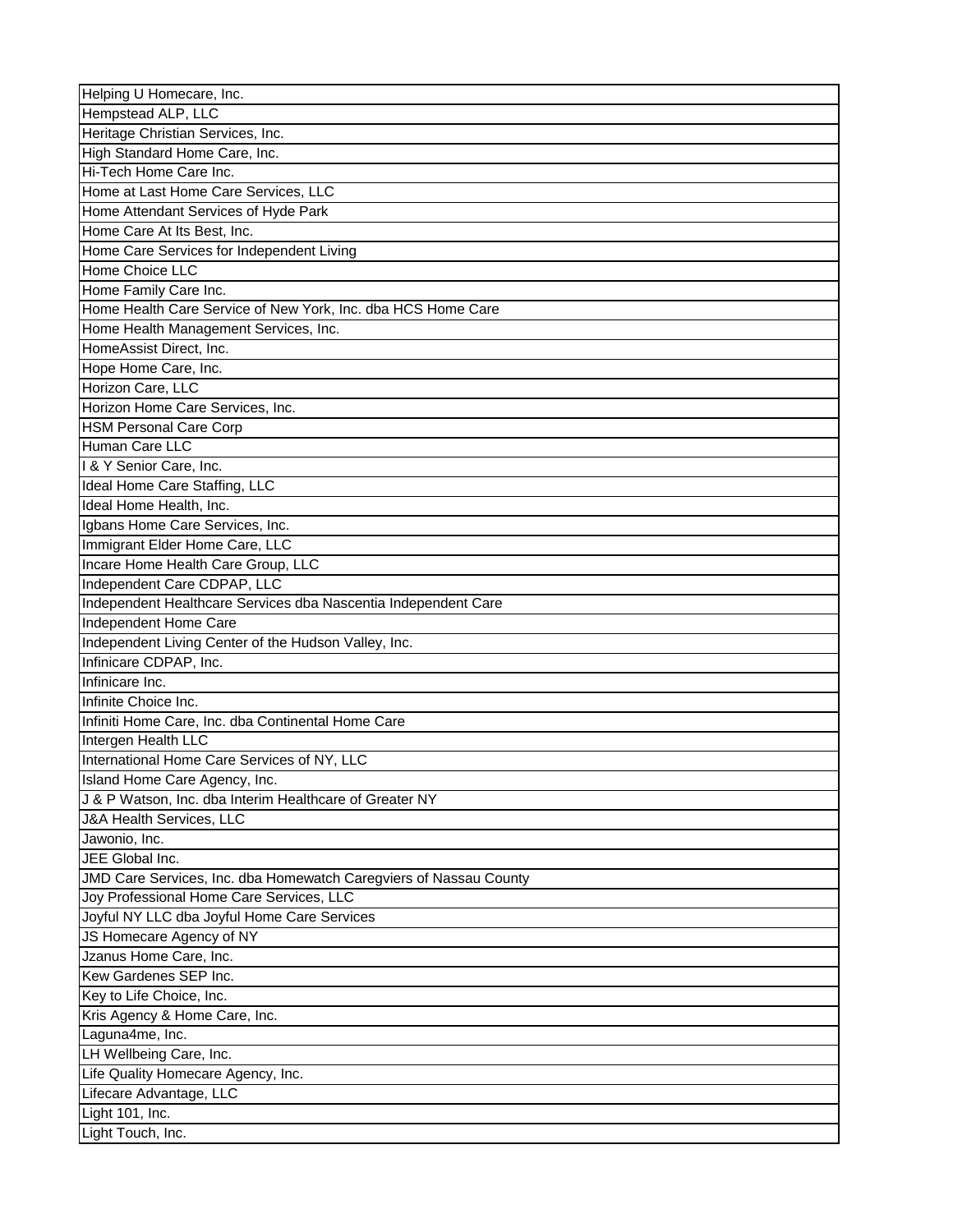| Helping U Homecare, Inc. |
|---|
| Hempstead ALP, LLC |
| Heritage Christian Services, Inc. |
| High Standard Home Care, Inc. |
| Hi-Tech Home Care Inc. |
| Home at Last Home Care Services, LLC |
| Home Attendant Services of Hyde Park |
| Home Care At Its Best, Inc. |
| Home Care Services for Independent Living |
| Home Choice LLC |
| Home Family Care Inc. |
| Home Health Care Service of New York, Inc. dba HCS Home Care |
| Home Health Management Services, Inc. |
| HomeAssist Direct, Inc. |
| Hope Home Care, Inc. |
| Horizon Care, LLC |
| Horizon Home Care Services, Inc. |
| HSM Personal Care Corp |
| Human Care LLC |
| I & Y Senior Care, Inc. |
| Ideal Home Care Staffing, LLC |
| Ideal Home Health, Inc. |
| Igbans Home Care Services, Inc. |
| Immigrant Elder Home Care, LLC |
| Incare Home Health Care Group, LLC |
| Independent Care CDPAP, LLC |
| Independent Healthcare Services dba Nascentia Independent Care |
| Independent Home Care |
| Independent Living Center of the Hudson Valley, Inc. |
| Infinicare CDPAP, Inc. |
| Infinicare Inc. |
| Infinite Choice Inc. |
| Infiniti Home Care, Inc. dba Continental Home Care |
| Intergen Health LLC |
| International Home Care Services of NY, LLC |
| Island Home Care Agency, Inc. |
| J & P Watson, Inc. dba Interim Healthcare of Greater NY |
| J&A Health Services, LLC |
| Jawonio, Inc. |
| JEE Global Inc. |
| JMD Care Services, Inc. dba Homewatch Caregviers of Nassau County |
| Joy Professional Home Care Services, LLC |
| Joyful NY LLC dba Joyful Home Care Services |
| JS Homecare Agency of NY |
| Jzanus Home Care, Inc. |
| Kew Gardenes SEP Inc. |
| Key to Life Choice, Inc. |
| Kris Agency & Home Care, Inc. |
| Laguna4me, Inc. |
| LH Wellbeing Care, Inc. |
| Life Quality Homecare Agency, Inc. |
| Lifecare Advantage, LLC |
| Light 101, Inc. |
| Light Touch, Inc. |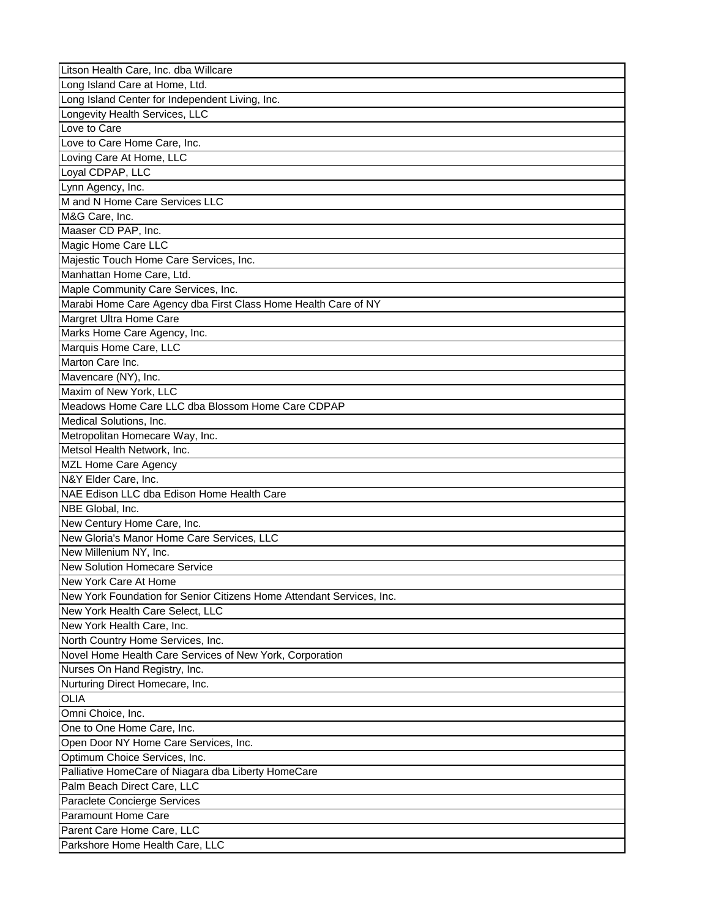| Litson Health Care, Inc. dba Willcare |
|---|
| Long Island Care at Home, Ltd. |
| Long Island Center for Independent Living, Inc. |
| Longevity Health Services, LLC |
| Love to Care |
| Love to Care Home Care, Inc. |
| Loving Care At Home, LLC |
| Loyal CDPAP, LLC |
| Lynn Agency, Inc. |
| M and N Home Care Services LLC |
| M&G Care, Inc. |
| Maaser CD PAP, Inc. |
| Magic Home Care LLC |
| Majestic Touch Home Care Services, Inc. |
| Manhattan Home Care, Ltd. |
| Maple Community Care Services, Inc. |
| Marabi Home Care Agency dba First Class Home Health Care of NY |
| Margret Ultra Home Care |
| Marks Home Care Agency, Inc. |
| Marquis Home Care, LLC |
| Marton Care Inc. |
| Mavencare (NY), Inc. |
| Maxim of New York, LLC |
| Meadows Home Care LLC dba Blossom Home Care CDPAP |
| Medical Solutions, Inc. |
| Metropolitan Homecare Way, Inc. |
| Metsol Health Network, Inc. |
| MZL Home Care Agency |
| N&Y Elder Care, Inc. |
| NAE Edison LLC dba Edison Home Health Care |
| NBE Global, Inc. |
| New Century Home Care, Inc. |
| New Gloria's Manor Home Care Services, LLC |
| New Millenium NY, Inc. |
| New Solution Homecare Service |
| New York Care At Home |
| New York Foundation for Senior Citizens Home Attendant Services, Inc. |
| New York Health Care Select, LLC |
| New York Health Care, Inc. |
| North Country Home Services, Inc. |
| Novel Home Health Care Services of New York, Corporation |
| Nurses On Hand Registry, Inc. |
| Nurturing Direct Homecare, Inc. |
| OLIA |
| Omni Choice, Inc. |
| One to One Home Care, Inc. |
| Open Door NY Home Care Services, Inc. |
| Optimum Choice Services, Inc. |
| Palliative HomeCare of Niagara dba Liberty HomeCare |
| Palm Beach Direct Care, LLC |
| Paraclete Concierge Services |
| Paramount Home Care |
| Parent Care Home Care, LLC |
| Parkshore Home Health Care, LLC |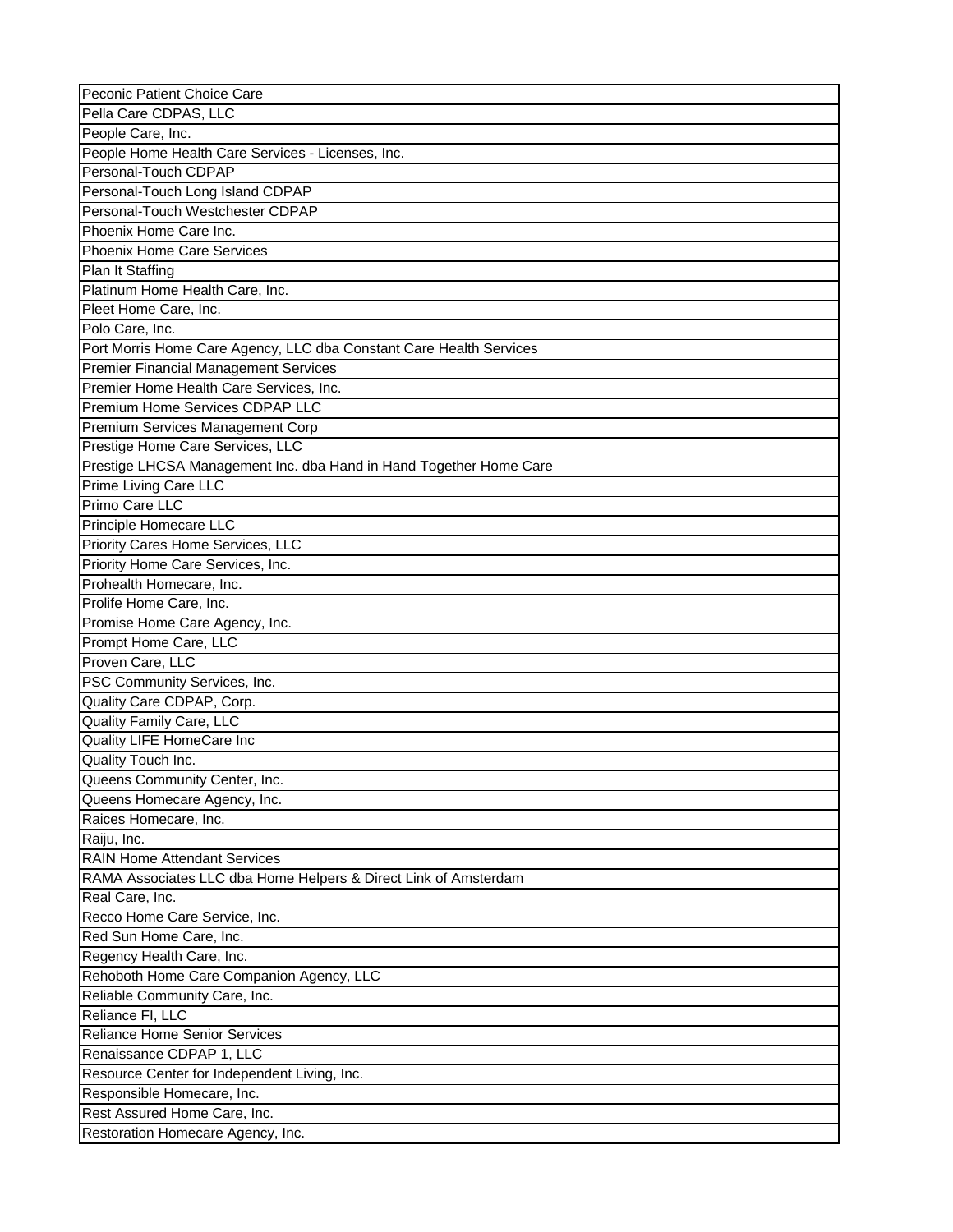| Peconic Patient Choice Care |
|---|
| Pella Care CDPAS, LLC |
| People Care, Inc. |
| People Home Health Care Services - Licenses, Inc. |
| Personal-Touch CDPAP |
| Personal-Touch Long Island CDPAP |
| Personal-Touch Westchester CDPAP |
| Phoenix Home Care Inc. |
| Phoenix Home Care Services |
| Plan It Staffing |
| Platinum Home Health Care, Inc. |
| Pleet Home Care, Inc. |
| Polo Care, Inc. |
| Port Morris Home Care Agency, LLC dba Constant Care Health Services |
| Premier Financial Management Services |
| Premier Home Health Care Services, Inc. |
| Premium Home Services CDPAP LLC |
| Premium Services Management Corp |
| Prestige Home Care Services, LLC |
| Prestige LHCSA Management Inc. dba Hand in Hand Together Home Care |
| Prime Living Care LLC |
| Primo Care LLC |
| Principle Homecare LLC |
| Priority Cares Home Services, LLC |
| Priority Home Care Services, Inc. |
| Prohealth Homecare, Inc. |
| Prolife Home Care, Inc. |
| Promise Home Care Agency, Inc. |
| Prompt Home Care, LLC |
| Proven Care, LLC |
| PSC Community Services, Inc. |
| Quality Care CDPAP, Corp. |
| Quality Family Care, LLC |
| Quality LIFE HomeCare Inc |
| Quality Touch Inc. |
| Queens Community Center, Inc. |
| Queens Homecare Agency, Inc. |
| Raices Homecare, Inc. |
| Raiju, Inc. |
| RAIN Home Attendant Services |
| RAMA Associates LLC dba Home Helpers & Direct Link of Amsterdam |
| Real Care, Inc. |
| Recco Home Care Service, Inc. |
| Red Sun Home Care, Inc. |
| Regency Health Care, Inc. |
| Rehoboth Home Care Companion Agency, LLC |
| Reliable Community Care, Inc. |
| Reliance FI, LLC |
| Reliance Home Senior Services |
| Renaissance CDPAP 1, LLC |
| Resource Center for Independent Living, Inc. |
| Responsible Homecare, Inc. |
| Rest Assured Home Care, Inc. |
| Restoration Homecare Agency, Inc. |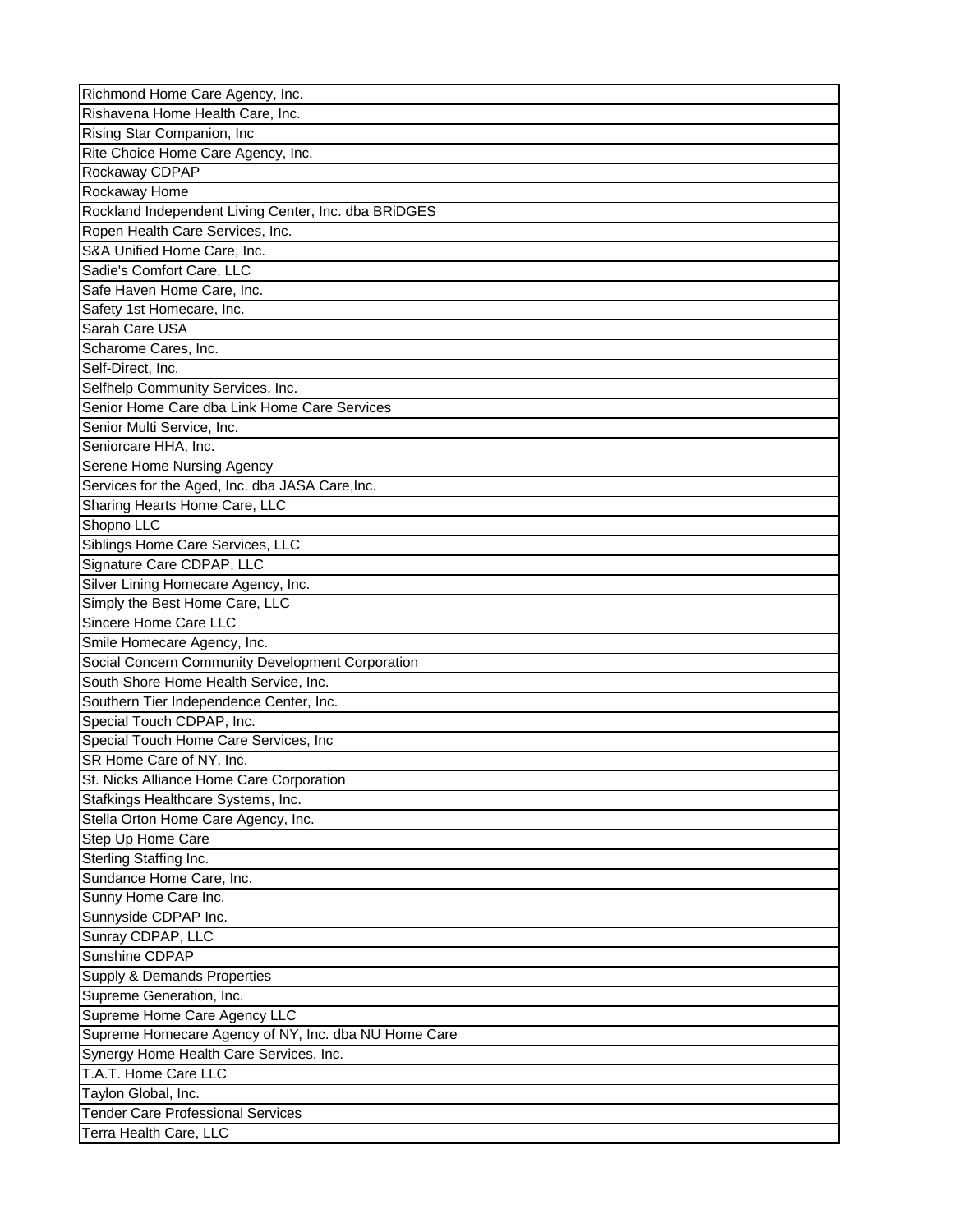| Richmond Home Care Agency, Inc. |
|---|
| Rishavena Home Health Care, Inc. |
| Rising Star Companion, Inc |
| Rite Choice Home Care Agency, Inc. |
| Rockaway CDPAP |
| Rockaway Home |
| Rockland Independent Living Center, Inc. dba BRiDGES |
| Ropen Health Care Services, Inc. |
| S&A Unified Home Care, Inc. |
| Sadie's Comfort Care, LLC |
| Safe Haven Home Care, Inc. |
| Safety 1st Homecare, Inc. |
| Sarah Care USA |
| Scharome Cares, Inc. |
| Self-Direct, Inc. |
| Selfhelp Community Services, Inc. |
| Senior Home Care dba Link Home Care Services |
| Senior Multi Service, Inc. |
| Seniorcare HHA, Inc. |
| Serene Home Nursing Agency |
| Services for the Aged, Inc. dba JASA Care,Inc. |
| Sharing Hearts Home Care, LLC |
| Shopno LLC |
| Siblings Home Care Services, LLC |
| Signature Care CDPAP, LLC |
| Silver Lining Homecare Agency, Inc. |
| Simply the Best Home Care, LLC |
| Sincere Home Care LLC |
| Smile Homecare Agency, Inc. |
| Social Concern Community Development Corporation |
| South Shore Home Health Service, Inc. |
| Southern Tier Independence Center, Inc. |
| Special Touch CDPAP, Inc. |
| Special Touch Home Care Services, Inc |
| SR Home Care of NY, Inc. |
| St. Nicks Alliance Home Care Corporation |
| Stafkings Healthcare Systems, Inc. |
| Stella Orton Home Care Agency, Inc. |
| Step Up Home Care |
| Sterling Staffing Inc. |
| Sundance Home Care, Inc. |
| Sunny Home Care Inc. |
| Sunnyside CDPAP Inc. |
| Sunray CDPAP, LLC |
| Sunshine CDPAP |
| Supply & Demands Properties |
| Supreme Generation, Inc. |
| Supreme Home Care Agency LLC |
| Supreme Homecare Agency of NY, Inc. dba NU Home Care |
| Synergy Home Health Care Services, Inc. |
| T.A.T. Home Care LLC |
| Taylon Global, Inc. |
| Tender Care Professional Services |
| Terra Health Care, LLC |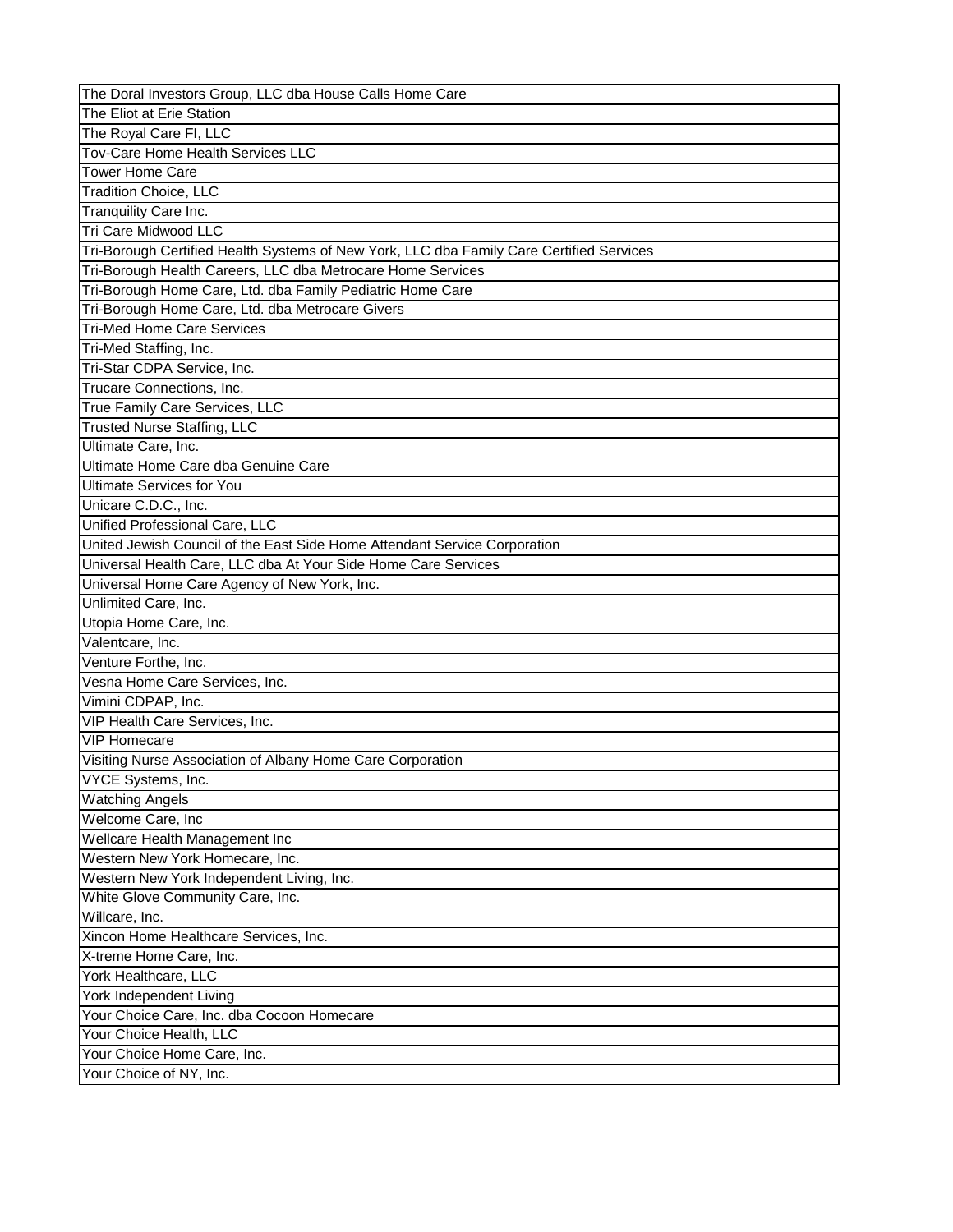| |
|---|
| The Doral Investors Group, LLC dba House Calls Home Care |
| The Eliot at Erie Station |
| The Royal Care FI, LLC |
| Tov-Care Home Health Services LLC |
| Tower Home Care |
| Tradition Choice, LLC |
| Tranquility Care Inc. |
| Tri Care Midwood LLC |
| Tri-Borough Certified Health Systems of New York, LLC dba Family Care Certified Services |
| Tri-Borough Health Careers, LLC dba Metrocare Home Services |
| Tri-Borough Home Care, Ltd. dba Family Pediatric Home Care |
| Tri-Borough Home Care, Ltd. dba Metrocare Givers |
| Tri-Med Home Care Services |
| Tri-Med Staffing, Inc. |
| Tri-Star CDPA Service, Inc. |
| Trucare Connections, Inc. |
| True Family Care Services, LLC |
| Trusted Nurse Staffing, LLC |
| Ultimate Care, Inc. |
| Ultimate Home Care dba Genuine Care |
| Ultimate Services for You |
| Unicare C.D.C., Inc. |
| Unified Professional Care, LLC |
| United Jewish Council of the East Side Home Attendant Service Corporation |
| Universal Health Care, LLC dba At Your Side Home Care Services |
| Universal Home Care Agency of New York, Inc. |
| Unlimited Care, Inc. |
| Utopia Home Care, Inc. |
| Valentcare, Inc. |
| Venture Forthe, Inc. |
| Vesna Home Care Services, Inc. |
| Vimini CDPAP, Inc. |
| VIP Health Care Services, Inc. |
| VIP Homecare |
| Visiting Nurse Association of Albany Home Care Corporation |
| VYCE Systems, Inc. |
| Watching Angels |
| Welcome Care, Inc |
| Wellcare Health Management Inc |
| Western New York Homecare, Inc. |
| Western New York Independent Living, Inc. |
| White Glove Community Care, Inc. |
| Willcare, Inc. |
| Xincon Home Healthcare Services, Inc. |
| X-treme Home Care, Inc. |
| York Healthcare, LLC |
| York Independent Living |
| Your Choice Care, Inc. dba Cocoon Homecare |
| Your Choice Health, LLC |
| Your Choice Home Care, Inc. |
| Your Choice of NY, Inc. |